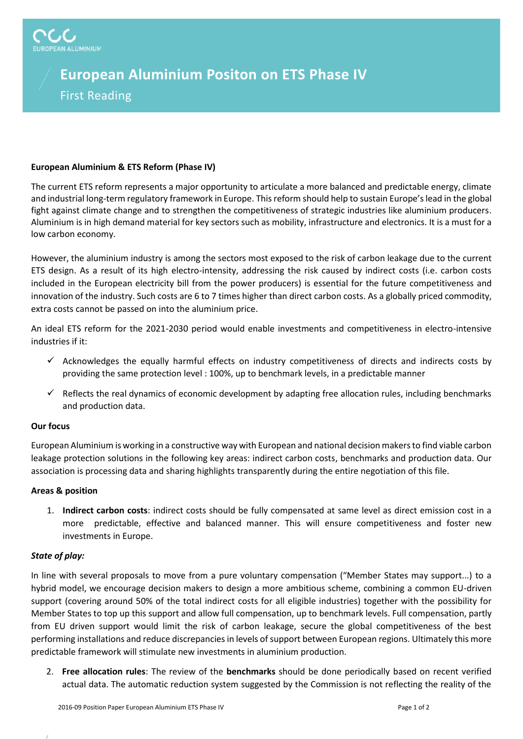EUROPEAN ALUMINIUM

# European Aluminium Positon on ETS Phase IV

First Reading

## European Aluminium & ETS Reform (Phase IV)

The current ETS reform represents a major opportunity to articulate a more balanced and predictable energy, climate and industrial long-term regulatory framework in Europe. This reform should help to sustain Europe's lead in the global fight against climate change and to strengthen the competitiveness of strategic industries like aluminium producers. Aluminium is in high demand material for key sectors such as mobility, infrastructure and electronics. It is a must for a low carbon economy.

However, the aluminium industry is among the sectors most exposed to the risk of carbon leakage due to the current ETS design. As a result of its high electro-intensity, addressing the risk caused by indirect costs (i.e. carbon costs included in the European electricity bill from the power producers) is essential for the future competitiveness and innovation of the industry. Such costs are 6 to 7 times higher than direct carbon costs. As a globally priced commodity, extra costs cannot be passed on into the aluminium price.

An ideal ETS reform for the 2021-2030 period would enable investments and competitiveness in electro-intensive industries if it:

- ✓ Acknowledges the equally harmful effects on industry competitiveness of directs and indirects costs by providing the same protection level : 100%, up to benchmark levels, in a predictable manner
- ✓ Reflects the real dynamics of economic development by adapting free allocation rules, including benchmarks and production data.

### Our focus

European Aluminium is working in a constructive way with European and national decision makers to find viable carbon leakage protection solutions in the following key areas: indirect carbon costs, benchmarks and production data. Our association is processing data and sharing highlights transparently during the entire negotiation of this file.

### Areas & position

1. **Indirect carbon costs**: indirect costs should be fully compensated at same level as direct emission cost in a more predictable, effective and balanced manner. This will ensure competitiveness and foster new investments in Europe.

***State of play:***

In line with several proposals to move from a pure voluntary compensation ("Member States may support...) to a hybrid model, we encourage decision makers to design a more ambitious scheme, combining a common EU-driven support (covering around 50% of the total indirect costs for all eligible industries) together with the possibility for Member States to top up this support and allow full compensation, up to benchmark levels. Full compensation, partly from EU driven support would limit the risk of carbon leakage, secure the global competitiveness of the best performing installations and reduce discrepancies in levels of support between European regions. Ultimately this more predictable framework will stimulate new investments in aluminium production.

2. **Free allocation rules**: The review of the **benchmarks** should be done periodically based on recent verified actual data. The automatic reduction system suggested by the Commission is not reflecting the reality of the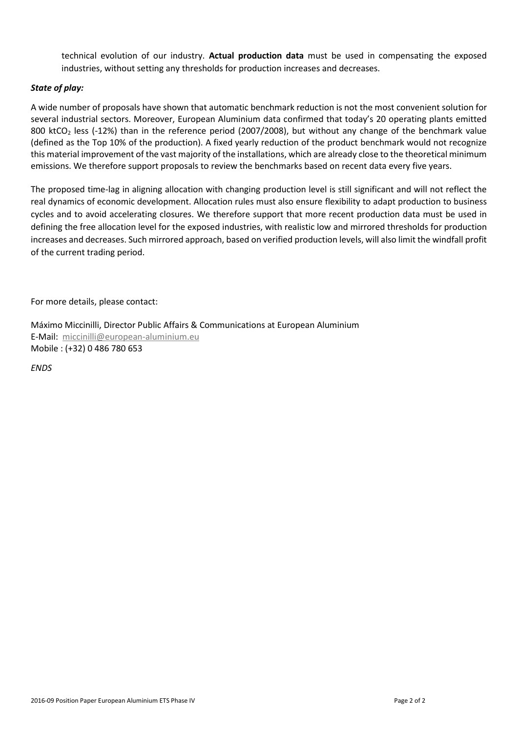technical evolution of our industry. **Actual production data** must be used in compensating the exposed industries, without setting any thresholds for production increases and decreases.

***State of play:***

A wide number of proposals have shown that automatic benchmark reduction is not the most convenient solution for several industrial sectors. Moreover, European Aluminium data confirmed that today's 20 operating plants emitted 800 kt$CO_2$ less (-12%) than in the reference period (2007/2008), but without any change of the benchmark value (defined as the Top 10% of the production). A fixed yearly reduction of the product benchmark would not recognize this material improvement of the vast majority of the installations, which are already close to the theoretical minimum emissions. We therefore support proposals to review the benchmarks based on recent data every five years.

The proposed time-lag in aligning allocation with changing production level is still significant and will not reflect the real dynamics of economic development. Allocation rules must also ensure flexibility to adapt production to business cycles and to avoid accelerating closures. We therefore support that more recent production data must be used in defining the free allocation level for the exposed industries, with realistic low and mirrored thresholds for production increases and decreases. Such mirrored approach, based on verified production levels, will also limit the windfall profit of the current trading period.

For more details, please contact:

Máximo Miccinilli, Director Public Affairs & Communications at European Aluminium
E-Mail: miccinilli@european-aluminium.eu
Mobile : (+32) 0 486 780 653

*ENDS*